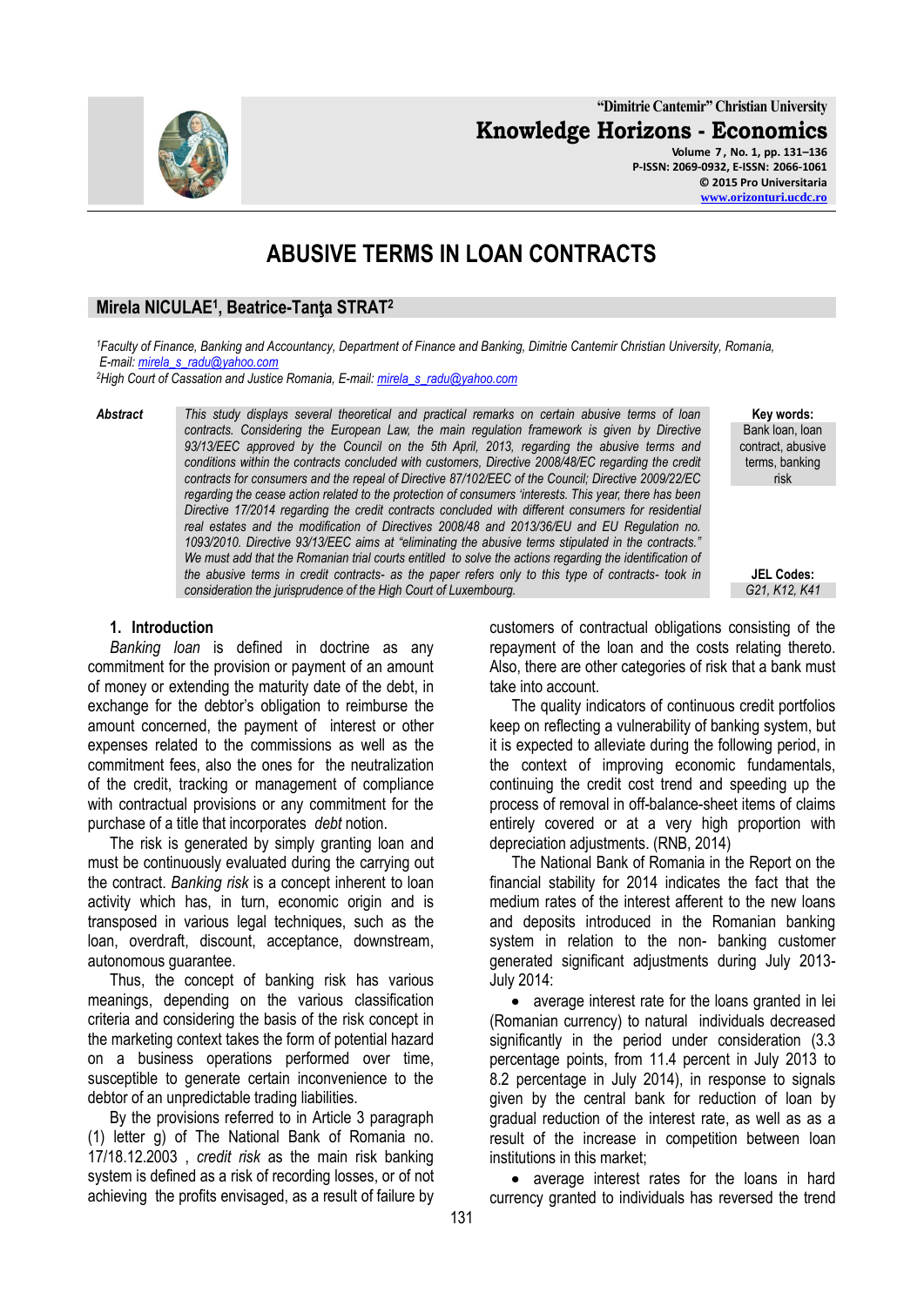# ABUSIVE TERMS IN LOAN CONTRACTS

## Mirela NICULAE[1], Beatrice-Tanţa STRAT[2]

[1]*Faculty of Finance, Banking and Accountancy, Department of Finance and Banking, Dimitrie Cantemir Christian University, Romania, E-mail: mirela_s_radu@yahoo.com*
[2]*High Court of Cassation and Justice Romania, E-mail: mirela_s_radu@yahoo.com*

***Abstract***

*This study displays several theoretical and practical remarks on certain abusive terms of loan contracts. Considering the European Law, the main regulation framework is given by Directive 93/13/EEC approved by the Council on the 5th April, 2013, regarding the abusive terms and conditions within the contracts concluded with customers, Directive 2008/48/EC regarding the credit contracts for consumers and the repeal of Directive 87/102/EEC of the Council; Directive 2009/22/EC regarding the cease action related to the protection of consumers 'interests. This year, there has been Directive 17/2014 regarding the credit contracts concluded with different consumers for residential real estates and the modification of Directives 2008/48 and 2013/36/EU and EU Regulation no. 1093/2010. Directive 93/13/EEC aims at "eliminating the abusive terms stipulated in the contracts." We must add that the Romanian trial courts entitled to solve the actions regarding the identification of the abusive terms in credit contracts- as the paper refers only to this type of contracts- took in consideration the jurisprudence of the High Court of Luxembourg.*

**Key words:** Bank loan, loan contract, abusive terms, banking risk

**JEL Codes:** *G21, K12, K41*

### 1. Introduction

*Banking loan* is defined in doctrine as any commitment for the provision or payment of an amount of money or extending the maturity date of the debt, in exchange for the debtor's obligation to reimburse the amount concerned, the payment of interest or other expenses related to the commissions as well as the commitment fees, also the ones for the neutralization of the credit, tracking or management of compliance with contractual provisions or any commitment for the purchase of a title that incorporates *debt* notion.

The risk is generated by simply granting loan and must be continuously evaluated during the carrying out the contract. *Banking risk* is a concept inherent to loan activity which has, in turn, economic origin and is transposed in various legal techniques, such as the loan, overdraft, discount, acceptance, downstream, autonomous guarantee.

Thus, the concept of banking risk has various meanings, depending on the various classification criteria and considering the basis of the risk concept in the marketing context takes the form of potential hazard on a business operations performed over time, susceptible to generate certain inconvenience to the debtor of an unpredictable trading liabilities.

By the provisions referred to in Article 3 paragraph (1) letter g) of The National Bank of Romania no. 17/18.12.2003 , *credit risk* as the main risk banking system is defined as a risk of recording losses, or of not achieving the profits envisaged, as a result of failure by customers of contractual obligations consisting of the repayment of the loan and the costs relating thereto. Also, there are other categories of risk that a bank must take into account.

The quality indicators of continuous credit portfolios keep on reflecting a vulnerability of banking system, but it is expected to alleviate during the following period, in the context of improving economic fundamentals, continuing the credit cost trend and speeding up the process of removal in off-balance-sheet items of claims entirely covered or at a very high proportion with depreciation adjustments. (RNB, 2014)

The National Bank of Romania in the Report on the financial stability for 2014 indicates the fact that the medium rates of the interest afferent to the new loans and deposits introduced in the Romanian banking system in relation to the non- banking customer generated significant adjustments during July 2013-July 2014:

- average interest rate for the loans granted in lei (Romanian currency) to natural individuals decreased significantly in the period under consideration (3.3 percentage points, from 11.4 percent in July 2013 to 8.2 percentage in July 2014), in response to signals given by the central bank for reduction of loan by gradual reduction of the interest rate, as well as as a result of the increase in competition between loan institutions in this market;
- average interest rates for the loans in hard currency granted to individuals has reversed the trend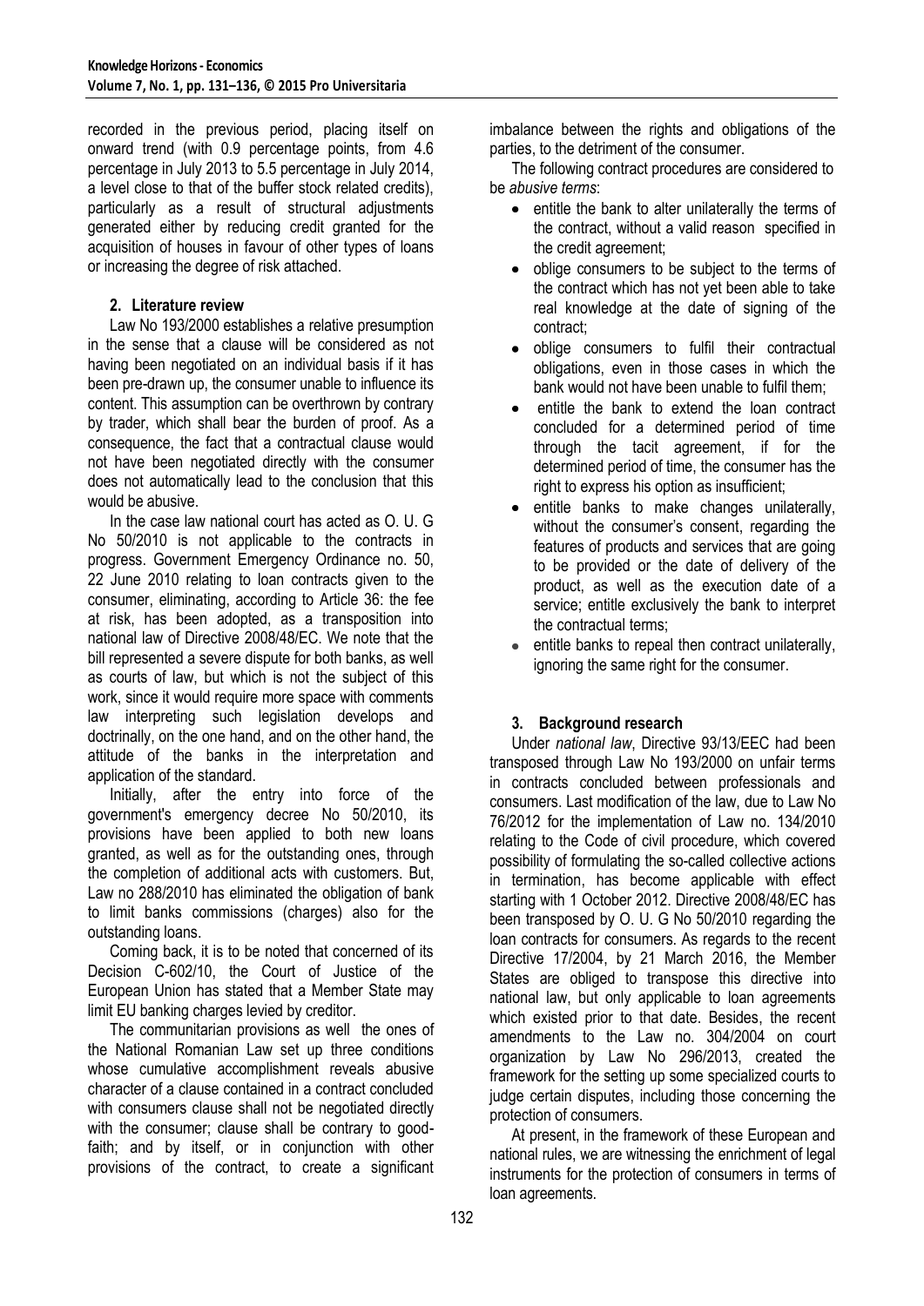recorded in the previous period, placing itself on onward trend (with 0.9 percentage points, from 4.6 percentage in July 2013 to 5.5 percentage in July 2014, a level close to that of the buffer stock related credits), particularly as a result of structural adjustments generated either by reducing credit granted for the acquisition of houses in favour of other types of loans or increasing the degree of risk attached.

## 2. Literature review

Law No 193/2000 establishes a relative presumption in the sense that a clause will be considered as not having been negotiated on an individual basis if it has been pre-drawn up, the consumer unable to influence its content. This assumption can be overthrown by contrary by trader, which shall bear the burden of proof. As a consequence, the fact that a contractual clause would not have been negotiated directly with the consumer does not automatically lead to the conclusion that this would be abusive.

In the case law national court has acted as O. U. G No 50/2010 is not applicable to the contracts in progress. Government Emergency Ordinance no. 50, 22 June 2010 relating to loan contracts given to the consumer, eliminating, according to Article 36: the fee at risk, has been adopted, as a transposition into national law of Directive 2008/48/EC. We note that the bill represented a severe dispute for both banks, as well as courts of law, but which is not the subject of this work, since it would require more space with comments law interpreting such legislation develops and doctrinally, on the one hand, and on the other hand, the attitude of the banks in the interpretation and application of the standard.

Initially, after the entry into force of the government's emergency decree No 50/2010, its provisions have been applied to both new loans granted, as well as for the outstanding ones, through the completion of additional acts with customers. But, Law no 288/2010 has eliminated the obligation of bank to limit banks commissions (charges) also for the outstanding loans.

Coming back, it is to be noted that concerned of its Decision C-602/10, the Court of Justice of the European Union has stated that a Member State may limit EU banking charges levied by creditor.

The communitarian provisions as well the ones of the National Romanian Law set up three conditions whose cumulative accomplishment reveals abusive character of a clause contained in a contract concluded with consumers clause shall not be negotiated directly with the consumer; clause shall be contrary to good-faith; and by itself, or in conjunction with other provisions of the contract, to create a significant imbalance between the rights and obligations of the parties, to the detriment of the consumer.

The following contract procedures are considered to be *abusive terms*:

- entitle the bank to alter unilaterally the terms of the contract, without a valid reason specified in the credit agreement;
- oblige consumers to be subject to the terms of the contract which has not yet been able to take real knowledge at the date of signing of the contract;
- oblige consumers to fulfil their contractual obligations, even in those cases in which the bank would not have been unable to fulfil them;
- entitle the bank to extend the loan contract concluded for a determined period of time through the tacit agreement, if for the determined period of time, the consumer has the right to express his option as insufficient;
- entitle banks to make changes unilaterally, without the consumer's consent, regarding the features of products and services that are going to be provided or the date of delivery of the product, as well as the execution date of a service; entitle exclusively the bank to interpret the contractual terms;
- entitle banks to repeal then contract unilaterally, ignoring the same right for the consumer.

## 3. Background research

Under *national law*, Directive 93/13/EEC had been transposed through Law No 193/2000 on unfair terms in contracts concluded between professionals and consumers. Last modification of the law, due to Law No 76/2012 for the implementation of Law no. 134/2010 relating to the Code of civil procedure, which covered possibility of formulating the so-called collective actions in termination, has become applicable with effect starting with 1 October 2012. Directive 2008/48/EC has been transposed by O. U. G No 50/2010 regarding the loan contracts for consumers. As regards to the recent Directive 17/2004, by 21 March 2016, the Member States are obliged to transpose this directive into national law, but only applicable to loan agreements which existed prior to that date. Besides, the recent amendments to the Law no. 304/2004 on court organization by Law No 296/2013, created the framework for the setting up some specialized courts to judge certain disputes, including those concerning the protection of consumers.

At present, in the framework of these European and national rules, we are witnessing the enrichment of legal instruments for the protection of consumers in terms of loan agreements.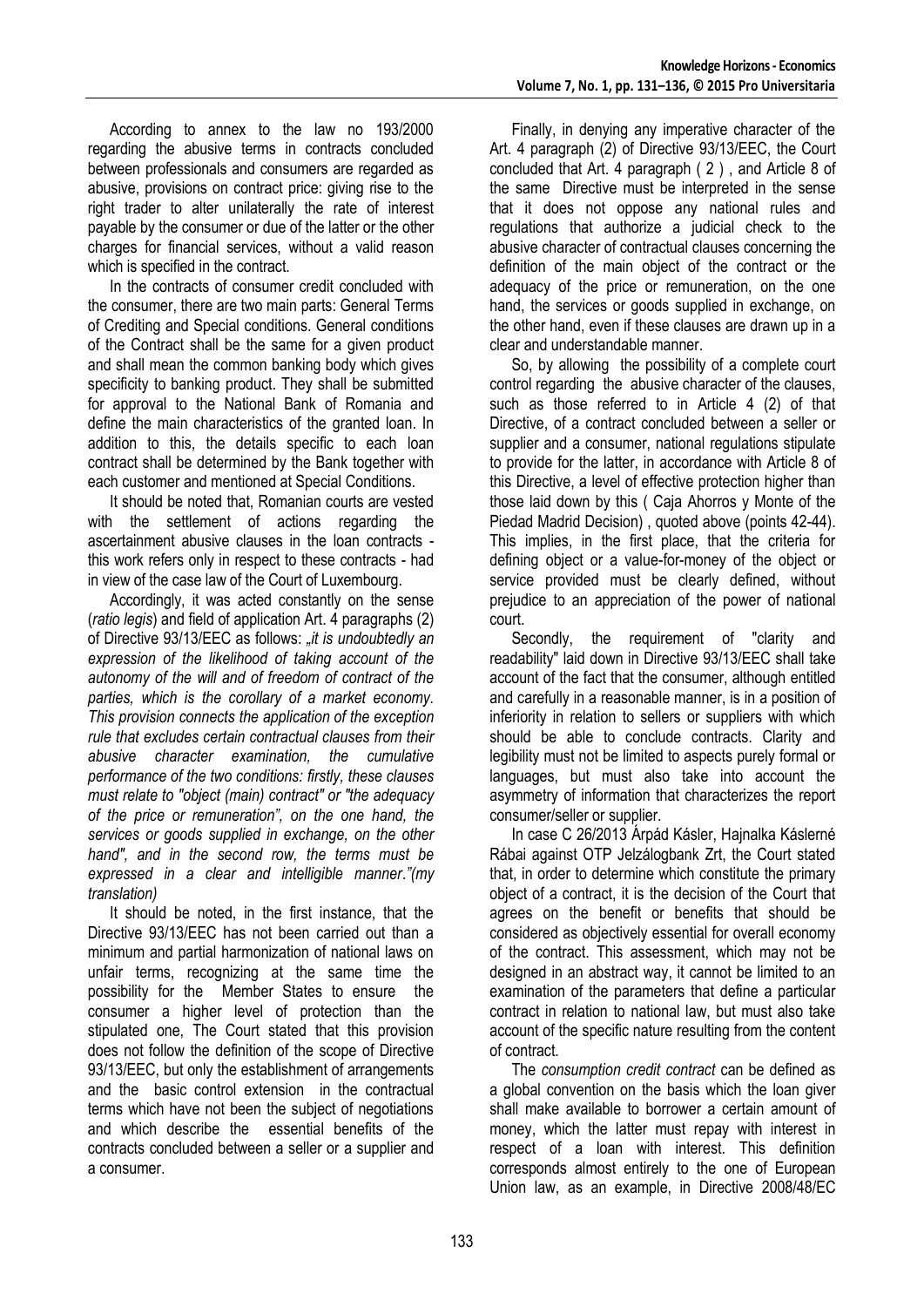According to annex to the law no 193/2000 regarding the abusive terms in contracts concluded between professionals and consumers are regarded as abusive, provisions on contract price: giving rise to the right trader to alter unilaterally the rate of interest payable by the consumer or due of the latter or the other charges for financial services, without a valid reason which is specified in the contract.

In the contracts of consumer credit concluded with the consumer, there are two main parts: General Terms of Crediting and Special conditions. General conditions of the Contract shall be the same for a given product and shall mean the common banking body which gives specificity to banking product. They shall be submitted for approval to the National Bank of Romania and define the main characteristics of the granted loan. In addition to this, the details specific to each loan contract shall be determined by the Bank together with each customer and mentioned at Special Conditions.

It should be noted that, Romanian courts are vested with the settlement of actions regarding the ascertainment abusive clauses in the loan contracts - this work refers only in respect to these contracts - had in view of the case law of the Court of Luxembourg.

Accordingly, it was acted constantly on the sense (*ratio legis*) and field of application Art. 4 paragraphs (2) of Directive 93/13/EEC as follows: *„it is undoubtedly an expression of the likelihood of taking account of the autonomy of the will and of freedom of contract of the parties, which is the corollary of a market economy. This provision connects the application of the exception rule that excludes certain contractual clauses from their abusive character examination, the cumulative performance of the two conditions: firstly, these clauses must relate to "object (main) contract" or "the adequacy of the price or remuneration", on the one hand, the services or goods supplied in exchange, on the other hand", and in the second row, the terms must be expressed in a clear and intelligible manner."(my translation)*

It should be noted, in the first instance, that the Directive 93/13/EEC has not been carried out than a minimum and partial harmonization of national laws on unfair terms, recognizing at the same time the possibility for the Member States to ensure the consumer a higher level of protection than the stipulated one, The Court stated that this provision does not follow the definition of the scope of Directive 93/13/EEC, but only the establishment of arrangements and the basic control extension in the contractual terms which have not been the subject of negotiations and which describe the essential benefits of the contracts concluded between a seller or a supplier and a consumer.

Finally, in denying any imperative character of the Art. 4 paragraph (2) of Directive 93/13/EEC, the Court concluded that Art. 4 paragraph ( 2 ) , and Article 8 of the same Directive must be interpreted in the sense that it does not oppose any national rules and regulations that authorize a judicial check to the abusive character of contractual clauses concerning the definition of the main object of the contract or the adequacy of the price or remuneration, on the one hand, the services or goods supplied in exchange, on the other hand, even if these clauses are drawn up in a clear and understandable manner.

So, by allowing the possibility of a complete court control regarding the abusive character of the clauses, such as those referred to in Article 4 (2) of that Directive, of a contract concluded between a seller or supplier and a consumer, national regulations stipulate to provide for the latter, in accordance with Article 8 of this Directive, a level of effective protection higher than those laid down by this ( Caja Ahorros y Monte of the Piedad Madrid Decision) , quoted above (points 42-44). This implies, in the first place, that the criteria for defining object or a value-for-money of the object or service provided must be clearly defined, without prejudice to an appreciation of the power of national court.

Secondly, the requirement of "clarity and readability" laid down in Directive 93/13/EEC shall take account of the fact that the consumer, although entitled and carefully in a reasonable manner, is in a position of inferiority in relation to sellers or suppliers with which should be able to conclude contracts. Clarity and legibility must not be limited to aspects purely formal or languages, but must also take into account the asymmetry of information that characterizes the report consumer/seller or supplier.

In case C 26/2013 Árpád Kásler, Hajnalka Káslerné Rábai against OTP Jelzálogbank Zrt, the Court stated that, in order to determine which constitute the primary object of a contract, it is the decision of the Court that agrees on the benefit or benefits that should be considered as objectively essential for overall economy of the contract. This assessment, which may not be designed in an abstract way, it cannot be limited to an examination of the parameters that define a particular contract in relation to national law, but must also take account of the specific nature resulting from the content of contract.

The *consumption credit contract* can be defined as a global convention on the basis which the loan giver shall make available to borrower a certain amount of money, which the latter must repay with interest in respect of a loan with interest. This definition corresponds almost entirely to the one of European Union law, as an example, in Directive 2008/48/EC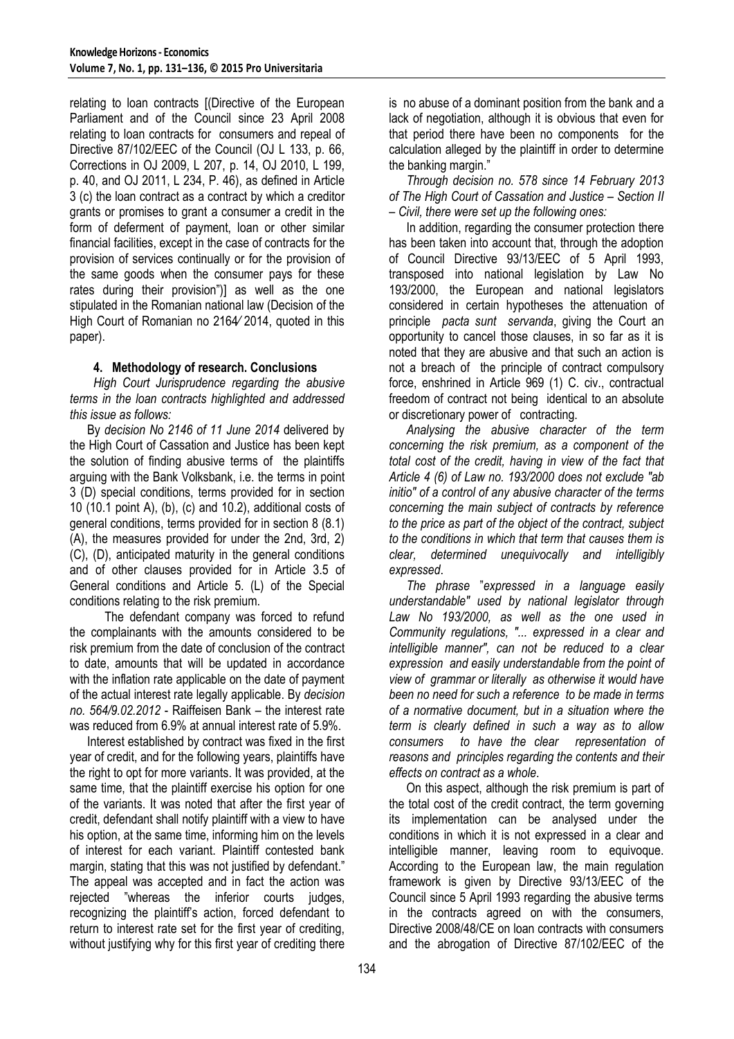relating to loan contracts [(Directive of the European Parliament and of the Council since 23 April 2008 relating to loan contracts for consumers and repeal of Directive 87/102/EEC of the Council (OJ L 133, p. 66, Corrections in OJ 2009, L 207, p. 14, OJ 2010, L 199, p. 40, and OJ 2011, L 234, P. 46), as defined in Article 3 (c) the loan contract as a contract by which a creditor grants or promises to grant a consumer a credit in the form of deferment of payment, loan or other similar financial facilities, except in the case of contracts for the provision of services continually or for the provision of the same goods when the consumer pays for these rates during their provision")] as well as the one stipulated in the Romanian national law (Decision of the High Court of Romanian no 2164⁄ 2014, quoted in this paper).

## 4. Methodology of research. Conclusions

*High Court Jurisprudence regarding the abusive terms in the loan contracts highlighted and addressed this issue as follows:*

By *decision No 2146 of 11 June 2014* delivered by the High Court of Cassation and Justice has been kept the solution of finding abusive terms of the plaintiffs arguing with the Bank Volksbank, i.e. the terms in point 3 (D) special conditions, terms provided for in section 10 (10.1 point A), (b), (c) and 10.2), additional costs of general conditions, terms provided for in section 8 (8.1) (A), the measures provided for under the 2nd, 3rd, 2) (C), (D), anticipated maturity in the general conditions and of other clauses provided for in Article 3.5 of General conditions and Article 5. (L) of the Special conditions relating to the risk premium.

The defendant company was forced to refund the complainants with the amounts considered to be risk premium from the date of conclusion of the contract to date, amounts that will be updated in accordance with the inflation rate applicable on the date of payment of the actual interest rate legally applicable. By *decision no. 564/9.02.2012* - Raiffeisen Bank – the interest rate was reduced from 6.9% at annual interest rate of 5.9%.

Interest established by contract was fixed in the first year of credit, and for the following years, plaintiffs have the right to opt for more variants. It was provided, at the same time, that the plaintiff exercise his option for one of the variants. It was noted that after the first year of credit, defendant shall notify plaintiff with a view to have his option, at the same time, informing him on the levels of interest for each variant. Plaintiff contested bank margin, stating that this was not justified by defendant." The appeal was accepted and in fact the action was rejected "whereas the inferior courts judges, recognizing the plaintiff's action, forced defendant to return to interest rate set for the first year of crediting, without justifying why for this first year of crediting there is no abuse of a dominant position from the bank and a lack of negotiation, although it is obvious that even for that period there have been no components for the calculation alleged by the plaintiff in order to determine the banking margin."

*Through decision no. 578 since 14 February 2013 of The High Court of Cassation and Justice – Section II – Civil, there were set up the following ones:*

In addition, regarding the consumer protection there has been taken into account that, through the adoption of Council Directive 93/13/EEC of 5 April 1993, transposed into national legislation by Law No 193/2000, the European and national legislators considered in certain hypotheses the attenuation of principle *pacta sunt servanda*, giving the Court an opportunity to cancel those clauses, in so far as it is noted that they are abusive and that such an action is not a breach of the principle of contract compulsory force, enshrined in Article 969 (1) C. civ., contractual freedom of contract not being identical to an absolute or discretionary power of contracting.

*Analysing the abusive character of the term concerning the risk premium, as a component of the total cost of the credit, having in view of the fact that Article 4 (6) of Law no. 193/2000 does not exclude "ab initio" of a control of any abusive character of the terms concerning the main subject of contracts by reference to the price as part of the object of the contract, subject to the conditions in which that term that causes them is clear, determined unequivocally and intelligibly expressed.*

*The phrase "expressed in a language easily understandable" used by national legislator through Law No 193/2000, as well as the one used in Community regulations, "... expressed in a clear and intelligible manner", can not be reduced to a clear expression and easily understandable from the point of view of grammar or literally as otherwise it would have been no need for such a reference to be made in terms of a normative document, but in a situation where the term is clearly defined in such a way as to allow consumers to have the clear representation of reasons and principles regarding the contents and their effects on contract as a whole.*

On this aspect, although the risk premium is part of the total cost of the credit contract, the term governing its implementation can be analysed under the conditions in which it is not expressed in a clear and intelligible manner, leaving room to equivoque. According to the European law, the main regulation framework is given by Directive 93/13/EEC of the Council since 5 April 1993 regarding the abusive terms in the contracts agreed on with the consumers, Directive 2008/48/CE on loan contracts with consumers and the abrogation of Directive 87/102/EEC of the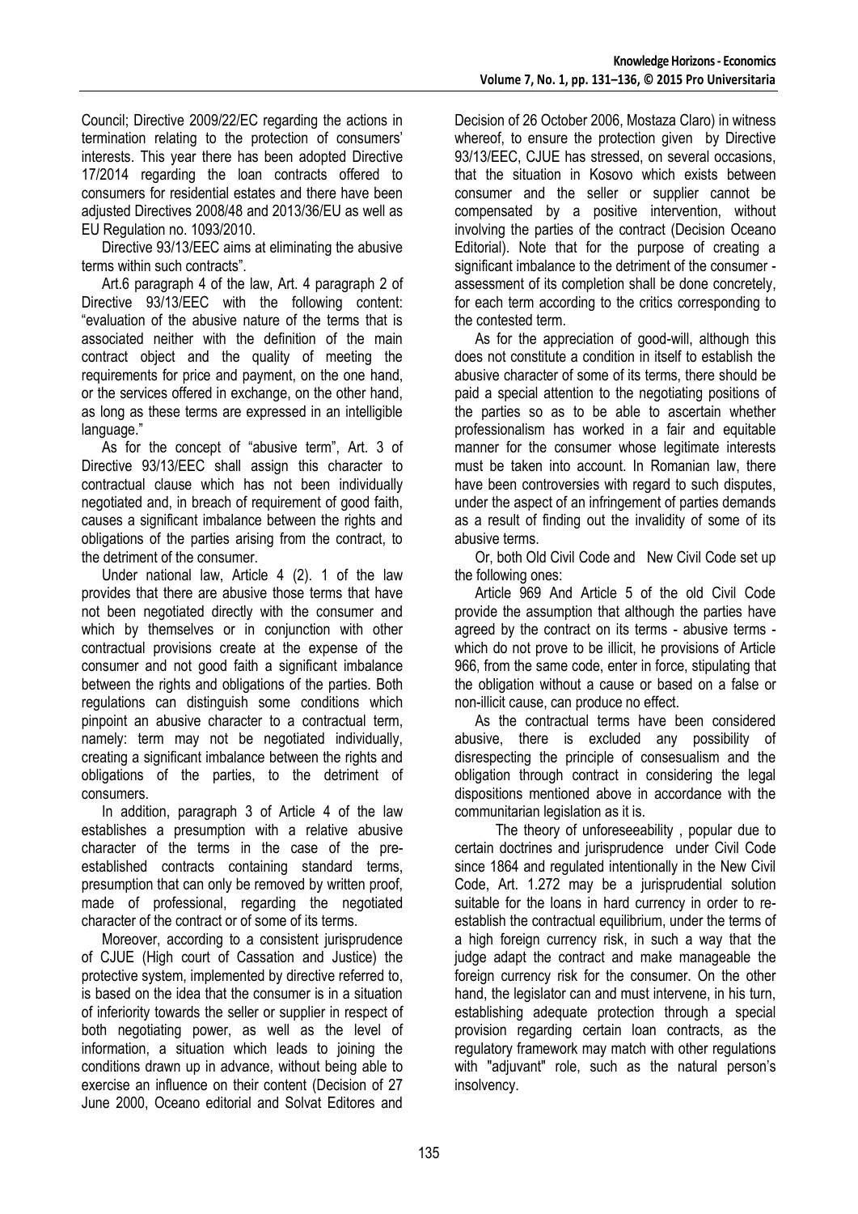Council; Directive 2009/22/EC regarding the actions in termination relating to the protection of consumers' interests. This year there has been adopted Directive 17/2014 regarding the loan contracts offered to consumers for residential estates and there have been adjusted Directives 2008/48 and 2013/36/EU as well as EU Regulation no. 1093/2010.

Directive 93/13/EEC aims at eliminating the abusive terms within such contracts".

Art.6 paragraph 4 of the law, Art. 4 paragraph 2 of Directive 93/13/EEC with the following content: "evaluation of the abusive nature of the terms that is associated neither with the definition of the main contract object and the quality of meeting the requirements for price and payment, on the one hand, or the services offered in exchange, on the other hand, as long as these terms are expressed in an intelligible language."

As for the concept of "abusive term", Art. 3 of Directive 93/13/EEC shall assign this character to contractual clause which has not been individually negotiated and, in breach of requirement of good faith, causes a significant imbalance between the rights and obligations of the parties arising from the contract, to the detriment of the consumer.

Under national law, Article 4 (2). 1 of the law provides that there are abusive those terms that have not been negotiated directly with the consumer and which by themselves or in conjunction with other contractual provisions create at the expense of the consumer and not good faith a significant imbalance between the rights and obligations of the parties. Both regulations can distinguish some conditions which pinpoint an abusive character to a contractual term, namely: term may not be negotiated individually, creating a significant imbalance between the rights and obligations of the parties, to the detriment of consumers.

In addition, paragraph 3 of Article 4 of the law establishes a presumption with a relative abusive character of the terms in the case of the pre-established contracts containing standard terms, presumption that can only be removed by written proof, made of professional, regarding the negotiated character of the contract or of some of its terms.

Moreover, according to a consistent jurisprudence of CJUE (High court of Cassation and Justice) the protective system, implemented by directive referred to, is based on the idea that the consumer is in a situation of inferiority towards the seller or supplier in respect of both negotiating power, as well as the level of information, a situation which leads to joining the conditions drawn up in advance, without being able to exercise an influence on their content (Decision of 27 June 2000, Oceano editorial and Solvat Editores and Decision of 26 October 2006, Mostaza Claro) in witness whereof, to ensure the protection given by Directive 93/13/EEC, CJUE has stressed, on several occasions, that the situation in Kosovo which exists between consumer and the seller or supplier cannot be compensated by a positive intervention, without involving the parties of the contract (Decision Oceano Editorial). Note that for the purpose of creating a significant imbalance to the detriment of the consumer - assessment of its completion shall be done concretely, for each term according to the critics corresponding to the contested term.

As for the appreciation of good-will, although this does not constitute a condition in itself to establish the abusive character of some of its terms, there should be paid a special attention to the negotiating positions of the parties so as to be able to ascertain whether professionalism has worked in a fair and equitable manner for the consumer whose legitimate interests must be taken into account. In Romanian law, there have been controversies with regard to such disputes, under the aspect of an infringement of parties demands as a result of finding out the invalidity of some of its abusive terms.

Or, both Old Civil Code and New Civil Code set up the following ones:

Article 969 And Article 5 of the old Civil Code provide the assumption that although the parties have agreed by the contract on its terms - abusive terms - which do not prove to be illicit, he provisions of Article 966, from the same code, enter in force, stipulating that the obligation without a cause or based on a false or non-illicit cause, can produce no effect.

As the contractual terms have been considered abusive, there is excluded any possibility of disrespecting the principle of consesualism and the obligation through contract in considering the legal dispositions mentioned above in accordance with the communitarian legislation as it is.

The theory of unforeseeability , popular due to certain doctrines and jurisprudence under Civil Code since 1864 and regulated intentionally in the New Civil Code, Art. 1.272 may be a jurisprudential solution suitable for the loans in hard currency in order to re-establish the contractual equilibrium, under the terms of a high foreign currency risk, in such a way that the judge adapt the contract and make manageable the foreign currency risk for the consumer. On the other hand, the legislator can and must intervene, in his turn, establishing adequate protection through a special provision regarding certain loan contracts, as the regulatory framework may match with other regulations with "adjuvant" role, such as the natural person's insolvency.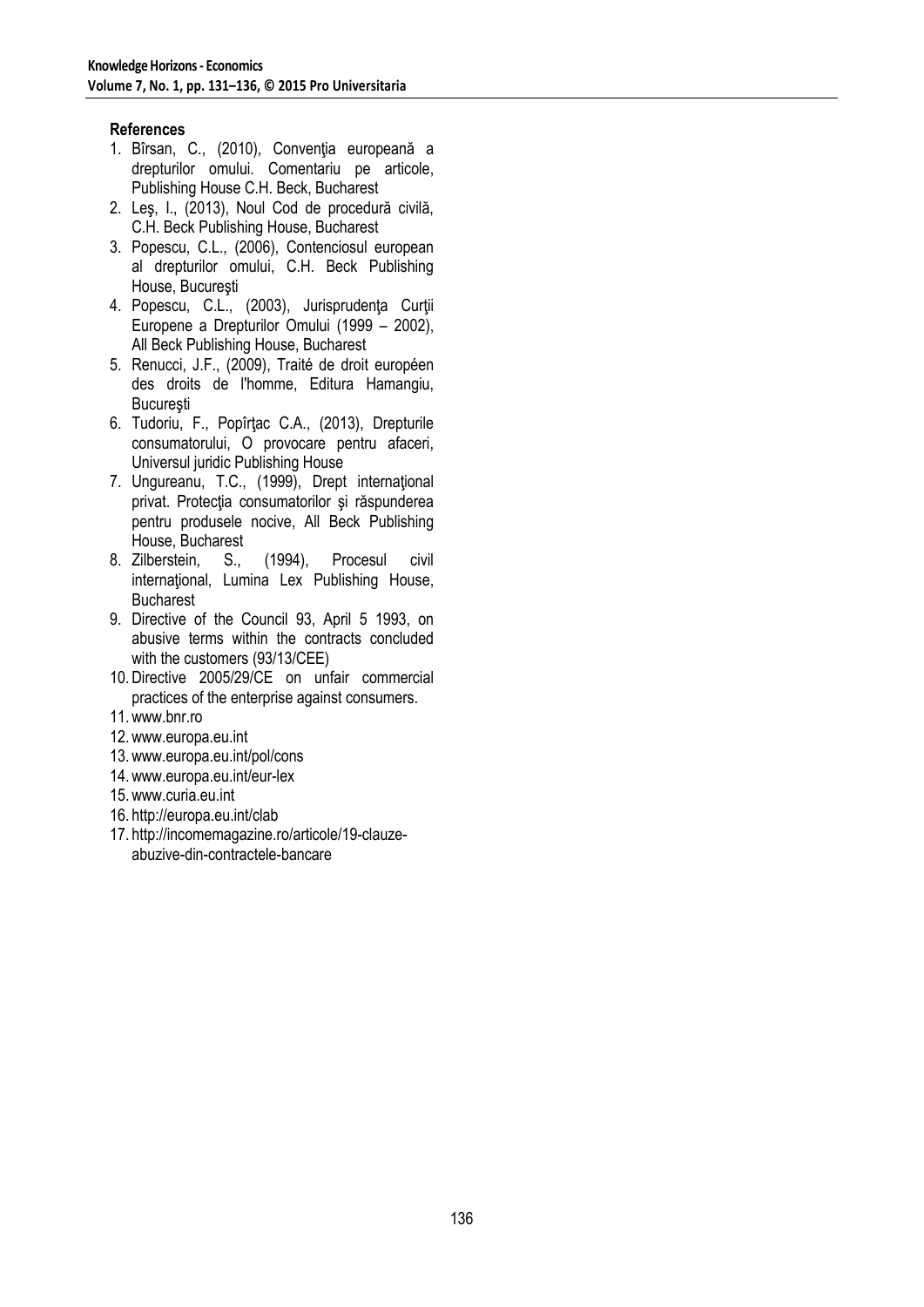**References**

1. Bîrsan, C., (2010), Convenţia europeană a drepturilor omului. Comentariu pe articole, Publishing House C.H. Beck, Bucharest
2. Leş, I., (2013), Noul Cod de procedură civilă, C.H. Beck Publishing House, Bucharest
3. Popescu, C.L., (2006), Contenciosul european al drepturilor omului, C.H. Beck Publishing House, Bucureşti
4. Popescu, C.L., (2003), Jurisprudenţa Curţii Europene a Drepturilor Omului (1999 – 2002), All Beck Publishing House, Bucharest
5. Renucci, J.F., (2009), Traité de droit européen des droits de l'homme, Editura Hamangiu, Bucureşti
6. Tudoriu, F., Popîrţac C.A., (2013), Drepturile consumatorului, O provocare pentru afaceri, Universul juridic Publishing House
7. Ungureanu, T.C., (1999), Drept internaţional privat. Protecţia consumatorilor şi răspunderea pentru produsele nocive, All Beck Publishing House, Bucharest
8. Zilberstein, S., (1994), Procesul civil internaţional, Lumina Lex Publishing House, Bucharest
9. Directive of the Council 93, April 5 1993, on abusive terms within the contracts concluded with the customers (93/13/CEE)
10. Directive 2005/29/CE on unfair commercial practices of the enterprise against consumers.
11. www.bnr.ro
12. www.europa.eu.int
13. www.europa.eu.int/pol/cons
14. www.europa.eu.int/eur-lex
15. www.curia.eu.int
16. http://europa.eu.int/clab
17. http://incomemagazine.ro/articole/19-clauze-abuzive-din-contractele-bancare